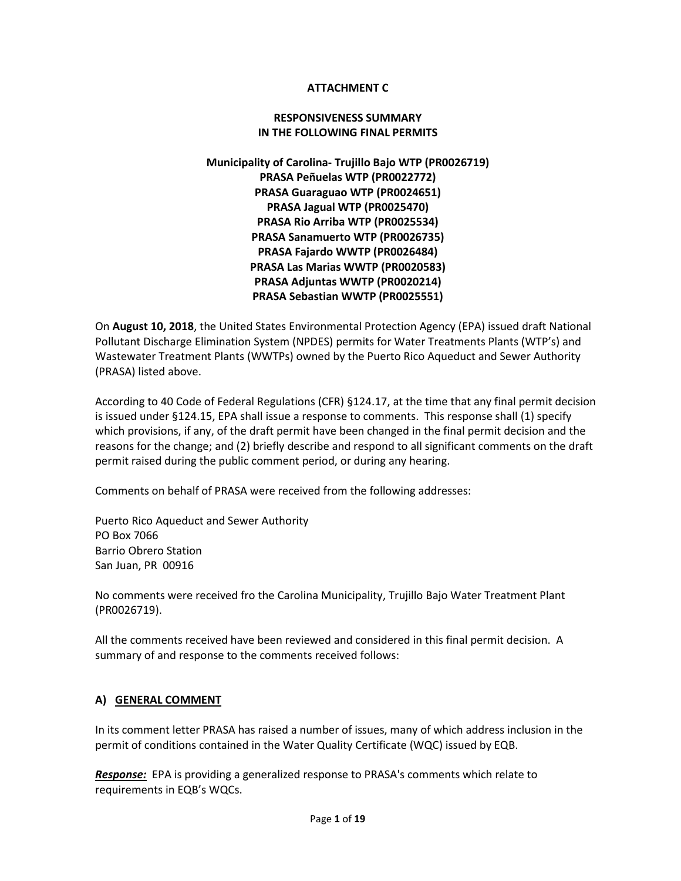**ATTACHMENT C**

**RESPONSIVENESS SUMMARY**
**IN THE FOLLOWING FINAL PERMITS**

**Municipality of Carolina- Trujillo Bajo WTP (PR0026719)**
**PRASA Peñuelas WTP (PR0022772)**
**PRASA Guaraguao WTP (PR0024651)**
**PRASA Jagual WTP (PR0025470)**
**PRASA Rio Arriba WTP (PR0025534)**
**PRASA Sanamuerto WTP (PR0026735)**
**PRASA Fajardo WWTP (PR0026484)**
**PRASA Las Marias WWTP (PR0020583)**
**PRASA Adjuntas WWTP (PR0020214)**
**PRASA Sebastian WWTP (PR0025551)**

On **August 10, 2018**, the United States Environmental Protection Agency (EPA) issued draft National Pollutant Discharge Elimination System (NPDES) permits for Water Treatments Plants (WTP's) and Wastewater Treatment Plants (WWTPs) owned by the Puerto Rico Aqueduct and Sewer Authority (PRASA) listed above.

According to 40 Code of Federal Regulations (CFR) §124.17, at the time that any final permit decision is issued under §124.15, EPA shall issue a response to comments. This response shall (1) specify which provisions, if any, of the draft permit have been changed in the final permit decision and the reasons for the change; and (2) briefly describe and respond to all significant comments on the draft permit raised during the public comment period, or during any hearing.

Comments on behalf of PRASA were received from the following addresses:

Puerto Rico Aqueduct and Sewer Authority
PO Box 7066
Barrio Obrero Station
San Juan, PR 00916

No comments were received fro the Carolina Municipality, Trujillo Bajo Water Treatment Plant (PR0026719).

All the comments received have been reviewed and considered in this final permit decision. A summary of and response to the comments received follows:

## A) GENERAL COMMENT

In its comment letter PRASA has raised a number of issues, many of which address inclusion in the permit of conditions contained in the Water Quality Certificate (WQC) issued by EQB.

***Response:*** EPA is providing a generalized response to PRASA's comments which relate to requirements in EQB's WQCs.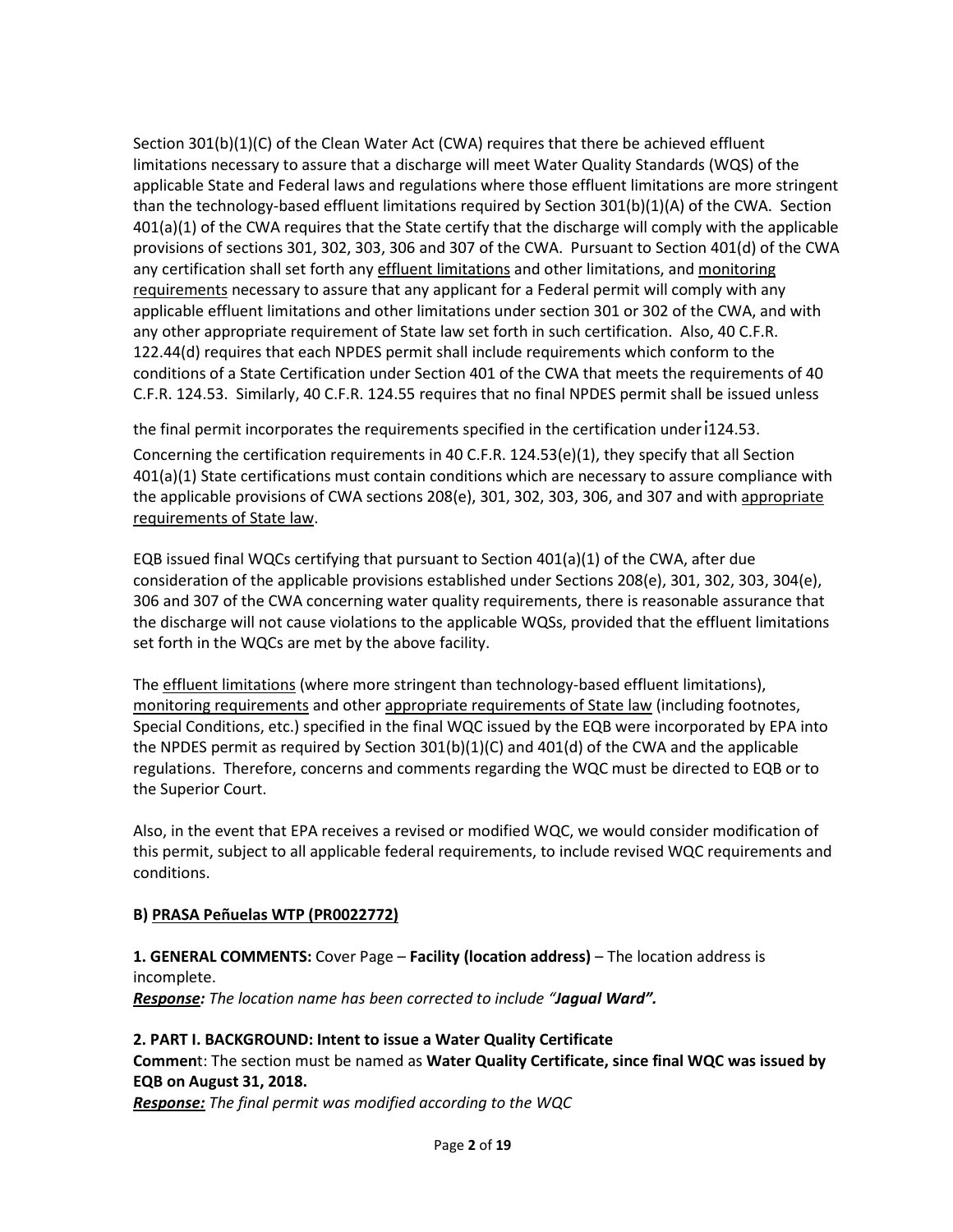Section 301(b)(1)(C) of the Clean Water Act (CWA) requires that there be achieved effluent limitations necessary to assure that a discharge will meet Water Quality Standards (WQS) of the applicable State and Federal laws and regulations where those effluent limitations are more stringent than the technology-based effluent limitations required by Section 301(b)(1)(A) of the CWA. Section 401(a)(1) of the CWA requires that the State certify that the discharge will comply with the applicable provisions of sections 301, 302, 303, 306 and 307 of the CWA. Pursuant to Section 401(d) of the CWA any certification shall set forth any <u>effluent limitations</u> and other limitations, and <u>monitoring requirements</u> necessary to assure that any applicant for a Federal permit will comply with any applicable effluent limitations and other limitations under section 301 or 302 of the CWA, and with any other appropriate requirement of State law set forth in such certification. Also, 40 C.F.R. 122.44(d) requires that each NPDES permit shall include requirements which conform to the conditions of a State Certification under Section 401 of the CWA that meets the requirements of 40 C.F.R. 124.53. Similarly, 40 C.F.R. 124.55 requires that no final NPDES permit shall be issued unless the final permit incorporates the requirements specified in the certification under i124.53.

Concerning the certification requirements in 40 C.F.R. 124.53(e)(1), they specify that all Section 401(a)(1) State certifications must contain conditions which are necessary to assure compliance with the applicable provisions of CWA sections 208(e), 301, 302, 303, 306, and 307 and with <u>appropriate requirements of State law</u>.

EQB issued final WQCs certifying that pursuant to Section 401(a)(1) of the CWA, after due consideration of the applicable provisions established under Sections 208(e), 301, 302, 303, 304(e), 306 and 307 of the CWA concerning water quality requirements, there is reasonable assurance that the discharge will not cause violations to the applicable WQSs, provided that the effluent limitations set forth in the WQCs are met by the above facility.

The <u>effluent limitations</u> (where more stringent than technology-based effluent limitations), <u>monitoring requirements</u> and other <u>appropriate requirements of State law</u> (including footnotes, Special Conditions, etc.) specified in the final WQC issued by the EQB were incorporated by EPA into the NPDES permit as required by Section 301(b)(1)(C) and 401(d) of the CWA and the applicable regulations. Therefore, concerns and comments regarding the WQC must be directed to EQB or to the Superior Court.

Also, in the event that EPA receives a revised or modified WQC, we would consider modification of this permit, subject to all applicable federal requirements, to include revised WQC requirements and conditions.

**B) <u>PRASA Peñuelas WTP (PR0022772)</u>**

**1. GENERAL COMMENTS:** Cover Page – **Facility (location address)** – The location address is incomplete.

***<u>Response</u>:*** *The location name has been corrected to include "**Jagual Ward**".*

**2. PART I. BACKGROUND: Intent to issue a Water Quality Certificate**

**Commen**t: The section must be named as **Water Quality Certificate, since final WQC was issued by EQB on August 31, 2018.**

***<u>Response:</u>*** *The final permit was modified according to the WQC*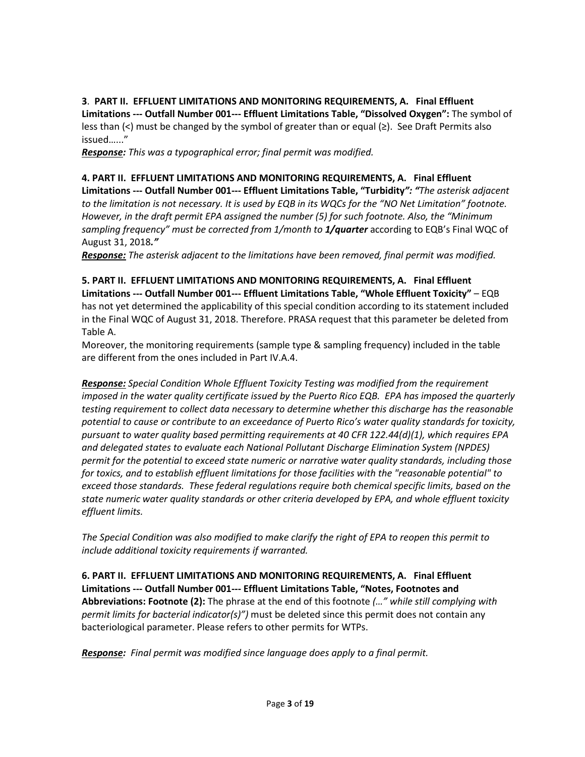**3**. **PART II. EFFLUENT LIMITATIONS AND MONITORING REQUIREMENTS, A. Final Effluent Limitations --- Outfall Number 001--- Effluent Limitations Table, "Dissolved Oxygen":** The symbol of less than (<) must be changed by the symbol of greater than or equal (≥). See Draft Permits also issued….."

***Response:*** *This was a typographical error; final permit was modified.*

**4. PART II. EFFLUENT LIMITATIONS AND MONITORING REQUIREMENTS, A. Final Effluent Limitations --- Outfall Number 001--- Effluent Limitations Table, "Turbidity"*: "The asterisk adjacent to the limitation is not necessary. It is used by EQB in its WQCs for the "NO Net Limitation" footnote. However, in the draft permit EPA assigned the number (5) for such footnote. Also, the "Minimum sampling frequency" must be corrected from 1/month to*** ***1/quarter*** according to EQB's Final WQC of August 31, 2018***."***

***Response:*** *The asterisk adjacent to the limitations have been removed, final permit was modified.*

**5. PART II. EFFLUENT LIMITATIONS AND MONITORING REQUIREMENTS, A. Final Effluent Limitations --- Outfall Number 001--- Effluent Limitations Table, "Whole Effluent Toxicity"** – EQB has not yet determined the applicability of this special condition according to its statement included in the Final WQC of August 31, 2018. Therefore. PRASA request that this parameter be deleted from Table A.

Moreover, the monitoring requirements (sample type & sampling frequency) included in the table are different from the ones included in Part IV.A.4.

***Response:*** *Special Condition Whole Effluent Toxicity Testing was modified from the requirement imposed in the water quality certificate issued by the Puerto Rico EQB. EPA has imposed the quarterly testing requirement to collect data necessary to determine whether this discharge has the reasonable potential to cause or contribute to an exceedance of Puerto Rico's water quality standards for toxicity, pursuant to water quality based permitting requirements at 40 CFR 122.44(d)(1), which requires EPA and delegated states to evaluate each National Pollutant Discharge Elimination System (NPDES) permit for the potential to exceed state numeric or narrative water quality standards, including those for toxics, and to establish effluent limitations for those facilities with the "reasonable potential" to exceed those standards. These federal regulations require both chemical specific limits, based on the state numeric water quality standards or other criteria developed by EPA, and whole effluent toxicity effluent limits.*

*The Special Condition was also modified to make clarify the right of EPA to reopen this permit to include additional toxicity requirements if warranted.*

**6. PART II. EFFLUENT LIMITATIONS AND MONITORING REQUIREMENTS, A. Final Effluent Limitations --- Outfall Number 001--- Effluent Limitations Table, "Notes, Footnotes and Abbreviations: Footnote (2):** The phrase at the end of this footnote *(…" while still complying with permit limits for bacterial indicator(s)")* must be deleted since this permit does not contain any bacteriological parameter. Please refers to other permits for WTPs.

***Response:*** *Final permit was modified since language does apply to a final permit.*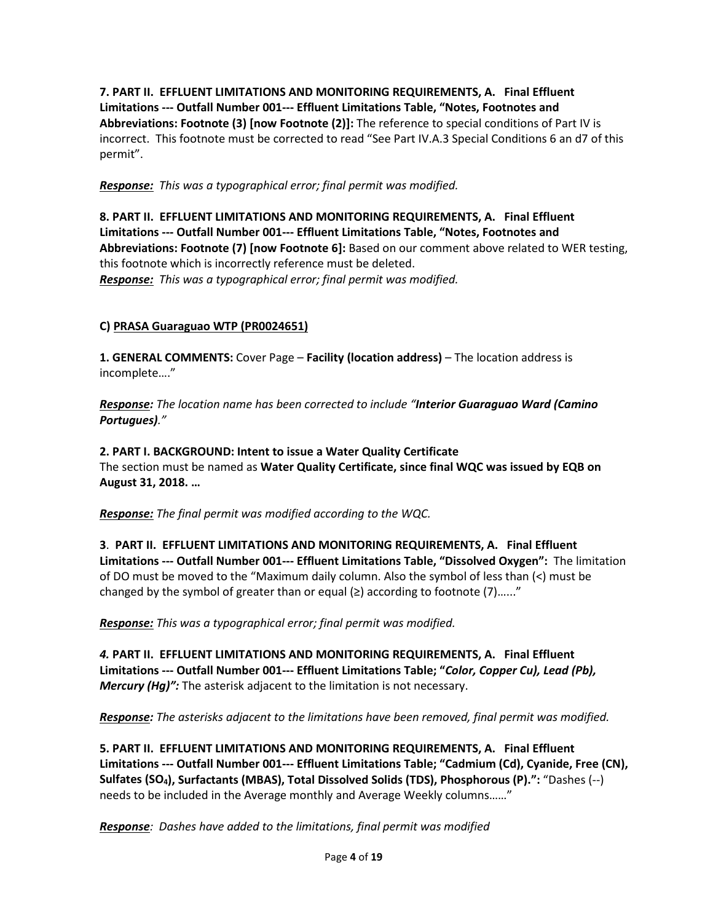**7. PART II. EFFLUENT LIMITATIONS AND MONITORING REQUIREMENTS, A. Final Effluent Limitations --- Outfall Number 001--- Effluent Limitations Table, "Notes, Footnotes and Abbreviations: Footnote (3) [now Footnote (2)]:** The reference to special conditions of Part IV is incorrect. This footnote must be corrected to read "See Part IV.A.3 Special Conditions 6 an d7 of this permit".

***Response:*** *This was a typographical error; final permit was modified.*

**8. PART II. EFFLUENT LIMITATIONS AND MONITORING REQUIREMENTS, A. Final Effluent Limitations --- Outfall Number 001--- Effluent Limitations Table, "Notes, Footnotes and Abbreviations: Footnote (7) [now Footnote 6]:** Based on our comment above related to WER testing, this footnote which is incorrectly reference must be deleted.
***Response:*** *This was a typographical error; final permit was modified.*

**C) PRASA Guaraguao WTP (PR0024651)**

**1. GENERAL COMMENTS:** Cover Page – **Facility (location address)** – The location address is incomplete…."

***Response:*** *The location name has been corrected to include "**Interior Guaraguao Ward (Camino Portugues)**."*

**2. PART I. BACKGROUND: Intent to issue a Water Quality Certificate**
The section must be named as **Water Quality Certificate, since final WQC was issued by EQB on August 31, 2018. …**

***Response:*** *The final permit was modified according to the WQC.*

**3**. **PART II. EFFLUENT LIMITATIONS AND MONITORING REQUIREMENTS, A. Final Effluent Limitations --- Outfall Number 001--- Effluent Limitations Table, "Dissolved Oxygen":** The limitation of DO must be moved to the "Maximum daily column. Also the symbol of less than (<) must be changed by the symbol of greater than or equal (≥) according to footnote (7)…..."

***Response:*** *This was a typographical error; final permit was modified.*

***4.*** **PART II. EFFLUENT LIMITATIONS AND MONITORING REQUIREMENTS, A. Final Effluent Limitations --- Outfall Number 001--- Effluent Limitations Table; "*Color, Copper Cu), Lead (Pb), Mercury (Hg)":*** The asterisk adjacent to the limitation is not necessary.

***Response:*** *The asterisks adjacent to the limitations have been removed, final permit was modified.*

**5. PART II. EFFLUENT LIMITATIONS AND MONITORING REQUIREMENTS, A. Final Effluent Limitations --- Outfall Number 001--- Effluent Limitations Table; "Cadmium (Cd), Cyanide, Free (CN), Sulfates ($SO_4$), Surfactants (MBAS), Total Dissolved Solids (TDS), Phosphorous (P).":** "Dashes (--) needs to be included in the Average monthly and Average Weekly columns……"

***Response****: Dashes have added to the limitations, final permit was modified*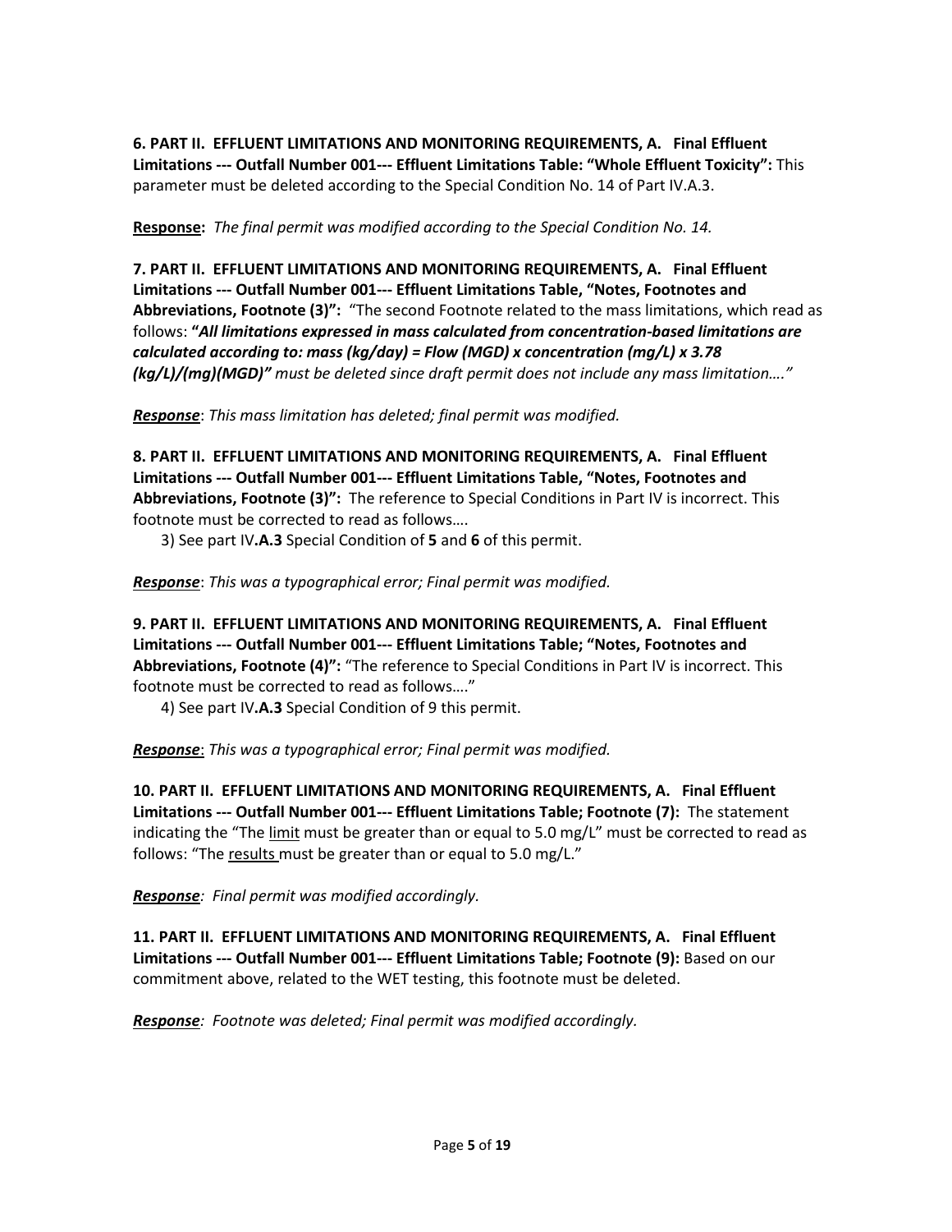**6. PART II. EFFLUENT LIMITATIONS AND MONITORING REQUIREMENTS, A. Final Effluent Limitations --- Outfall Number 001--- Effluent Limitations Table: "Whole Effluent Toxicity":** This parameter must be deleted according to the Special Condition No. 14 of Part IV.A.3.

**Response:** *The final permit was modified according to the Special Condition No. 14.*

**7. PART II. EFFLUENT LIMITATIONS AND MONITORING REQUIREMENTS, A. Final Effluent Limitations --- Outfall Number 001--- Effluent Limitations Table, "Notes, Footnotes and Abbreviations, Footnote (3)":** "The second Footnote related to the mass limitations, which read as follows: ***"All limitations expressed in mass calculated from concentration-based limitations are calculated according to: mass (kg/day) = Flow (MGD) x concentration (mg/L) x 3.78 (kg/L)/(mg)(MGD)"*** *must be deleted since draft permit does not include any mass limitation…."*

***Response***: *This mass limitation has deleted; final permit was modified.*

**8. PART II. EFFLUENT LIMITATIONS AND MONITORING REQUIREMENTS, A. Final Effluent Limitations --- Outfall Number 001--- Effluent Limitations Table, "Notes, Footnotes and Abbreviations, Footnote (3)":** The reference to Special Conditions in Part IV is incorrect. This footnote must be corrected to read as follows….

3) See part IV**.A.3** Special Condition of **5** and **6** of this permit.

***Response***: *This was a typographical error; Final permit was modified.*

**9. PART II. EFFLUENT LIMITATIONS AND MONITORING REQUIREMENTS, A. Final Effluent Limitations --- Outfall Number 001--- Effluent Limitations Table; "Notes, Footnotes and Abbreviations, Footnote (4)":** "The reference to Special Conditions in Part IV is incorrect. This footnote must be corrected to read as follows…."

4) See part IV**.A.3** Special Condition of 9 this permit.

***Response***: *This was a typographical error; Final permit was modified.*

**10. PART II. EFFLUENT LIMITATIONS AND MONITORING REQUIREMENTS, A. Final Effluent Limitations --- Outfall Number 001--- Effluent Limitations Table; Footnote (7):** The statement indicating the "The limit must be greater than or equal to 5.0 mg/L" must be corrected to read as follows: "The results must be greater than or equal to 5.0 mg/L."

***Response***: *Final permit was modified accordingly.*

**11. PART II. EFFLUENT LIMITATIONS AND MONITORING REQUIREMENTS, A. Final Effluent Limitations --- Outfall Number 001--- Effluent Limitations Table; Footnote (9):** Based on our commitment above, related to the WET testing, this footnote must be deleted.

***Response***: *Footnote was deleted; Final permit was modified accordingly.*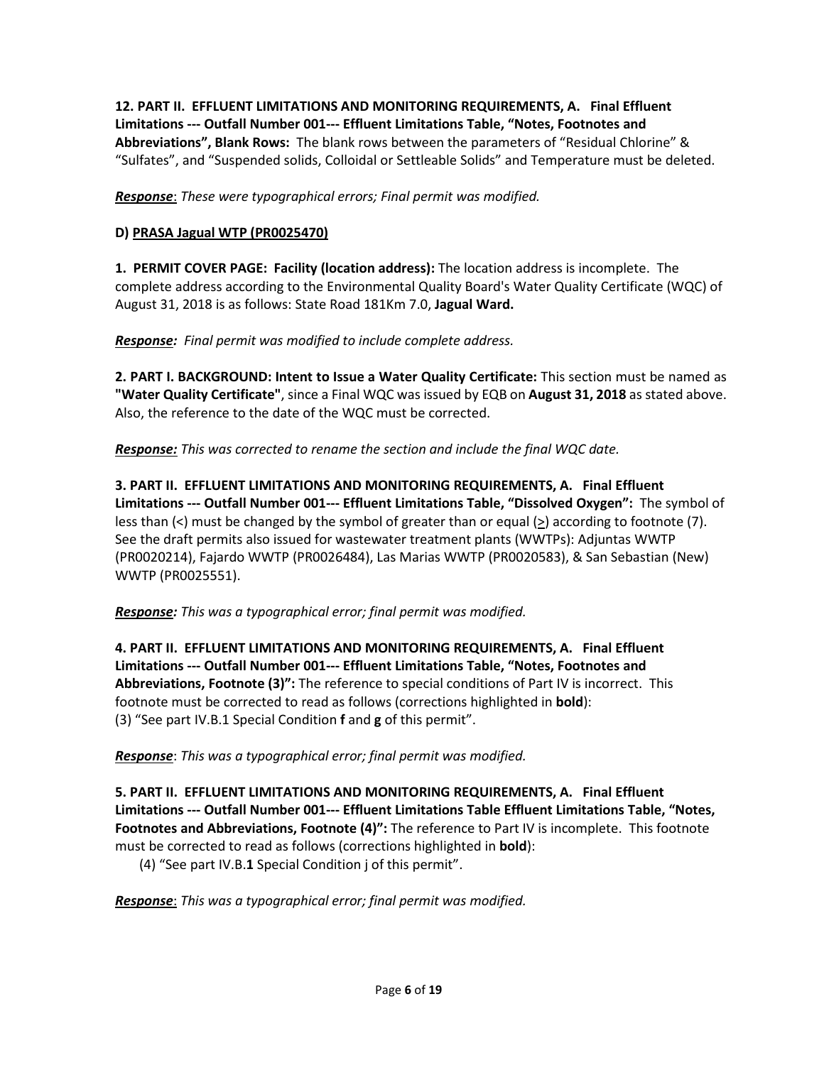**12. PART II. EFFLUENT LIMITATIONS AND MONITORING REQUIREMENTS, A. Final Effluent Limitations --- Outfall Number 001--- Effluent Limitations Table, "Notes, Footnotes and Abbreviations", Blank Rows:** The blank rows between the parameters of "Residual Chlorine" & "Sulfates", and "Suspended solids, Colloidal or Settleable Solids" and Temperature must be deleted.

***Response***: *These were typographical errors; Final permit was modified.*

**D) PRASA Jagual WTP (PR0025470)**

**1. PERMIT COVER PAGE: Facility (location address):** The location address is incomplete. The complete address according to the Environmental Quality Board's Water Quality Certificate (WQC) of August 31, 2018 is as follows: State Road 181Km 7.0, **Jagual Ward.**

***Response:*** *Final permit was modified to include complete address.*

**2. PART I. BACKGROUND: Intent to Issue a Water Quality Certificate:** This section must be named as **"Water Quality Certificate"**, since a Final WQC was issued by EQB on **August 31, 2018** as stated above. Also, the reference to the date of the WQC must be corrected.

***Response:*** *This was corrected to rename the section and include the final WQC date.*

**3. PART II. EFFLUENT LIMITATIONS AND MONITORING REQUIREMENTS, A. Final Effluent Limitations --- Outfall Number 001--- Effluent Limitations Table, "Dissolved Oxygen":** The symbol of less than (<) must be changed by the symbol of greater than or equal (≥) according to footnote (7). See the draft permits also issued for wastewater treatment plants (WWTPs): Adjuntas WWTP (PR0020214), Fajardo WWTP (PR0026484), Las Marias WWTP (PR0020583), & San Sebastian (New) WWTP (PR0025551).

***Response:*** *This was a typographical error; final permit was modified.*

**4. PART II. EFFLUENT LIMITATIONS AND MONITORING REQUIREMENTS, A. Final Effluent Limitations --- Outfall Number 001--- Effluent Limitations Table, "Notes, Footnotes and Abbreviations, Footnote (3)":** The reference to special conditions of Part IV is incorrect. This footnote must be corrected to read as follows (corrections highlighted in **bold**):
(3) "See part IV.B.1 Special Condition **f** and **g** of this permit".

***Response***: *This was a typographical error; final permit was modified.*

**5. PART II. EFFLUENT LIMITATIONS AND MONITORING REQUIREMENTS, A. Final Effluent Limitations --- Outfall Number 001--- Effluent Limitations Table Effluent Limitations Table, "Notes, Footnotes and Abbreviations, Footnote (4)":** The reference to Part IV is incomplete. This footnote must be corrected to read as follows (corrections highlighted in **bold**):

(4) "See part IV.B.**1** Special Condition j of this permit".

***Response***: *This was a typographical error; final permit was modified.*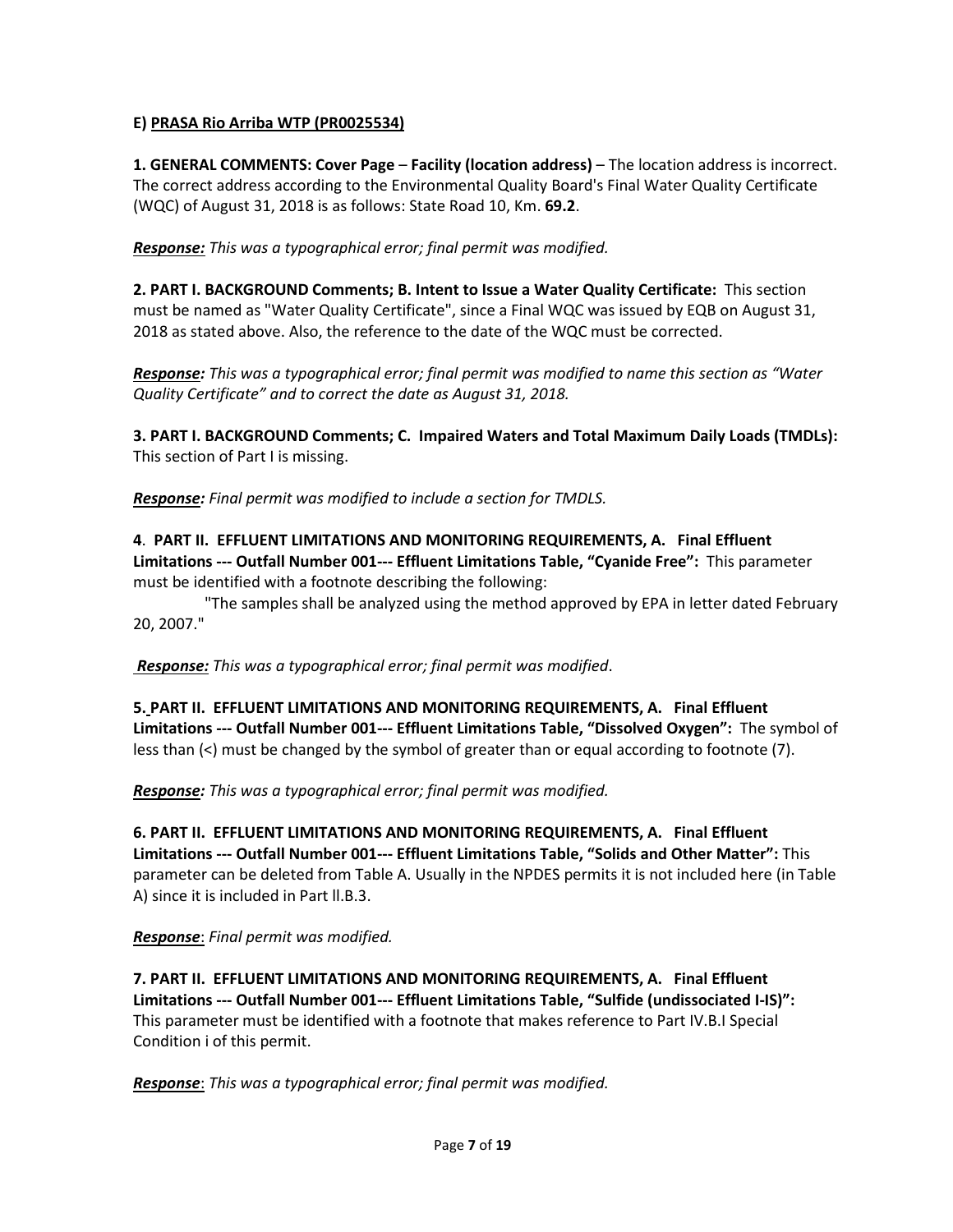**E) <u>PRASA Rio Arriba WTP (PR0025534)</u>**

**1. GENERAL COMMENTS: Cover Page** – **Facility (location address)** – The location address is incorrect. The correct address according to the Environmental Quality Board's Final Water Quality Certificate (WQC) of August 31, 2018 is as follows: State Road 10, Km. **69.2**.

***<u>Response:</u>*** *This was a typographical error; final permit was modified.*

**2. PART I. BACKGROUND Comments; B. Intent to Issue a Water Quality Certificate:** This section must be named as "Water Quality Certificate", since a Final WQC was issued by EQB on August 31, 2018 as stated above. Also, the reference to the date of the WQC must be corrected.

***<u>Response</u>:*** *This was a typographical error; final permit was modified to name this section as "Water Quality Certificate" and to correct the date as August 31, 2018.*

**3. PART I. BACKGROUND Comments; C. Impaired Waters and Total Maximum Daily Loads (TMDLs):** This section of Part I is missing.

***<u>Response</u>:*** *Final permit was modified to include a section for TMDLS.*

**4**. **PART II. EFFLUENT LIMITATIONS AND MONITORING REQUIREMENTS, A. Final Effluent Limitations --- Outfall Number 001--- Effluent Limitations Table, "Cyanide Free":** This parameter must be identified with a footnote describing the following:

"The samples shall be analyzed using the method approved by EPA in letter dated February 20, 2007."

***<u>Response:</u>*** *This was a typographical error; final permit was modified*.

**5. PART II. EFFLUENT LIMITATIONS AND MONITORING REQUIREMENTS, A. Final Effluent Limitations --- Outfall Number 001--- Effluent Limitations Table, "Dissolved Oxygen":** The symbol of less than (<) must be changed by the symbol of greater than or equal according to footnote (7).

***<u>Response</u>:*** *This was a typographical error; final permit was modified.*

**6. PART II. EFFLUENT LIMITATIONS AND MONITORING REQUIREMENTS, A. Final Effluent Limitations --- Outfall Number 001--- Effluent Limitations Table, "Solids and Other Matter":** This parameter can be deleted from Table A. Usually in the NPDES permits it is not included here (in Table A) since it is included in Part ll.B.3.

***<u>Response</u>***: *Final permit was modified.*

**7. PART II. EFFLUENT LIMITATIONS AND MONITORING REQUIREMENTS, A. Final Effluent Limitations --- Outfall Number 001--- Effluent Limitations Table, "Sulfide (undissociated I-IS)":** This parameter must be identified with a footnote that makes reference to Part IV.B.I Special Condition i of this permit.

***<u>Response</u>***: *This was a typographical error; final permit was modified.*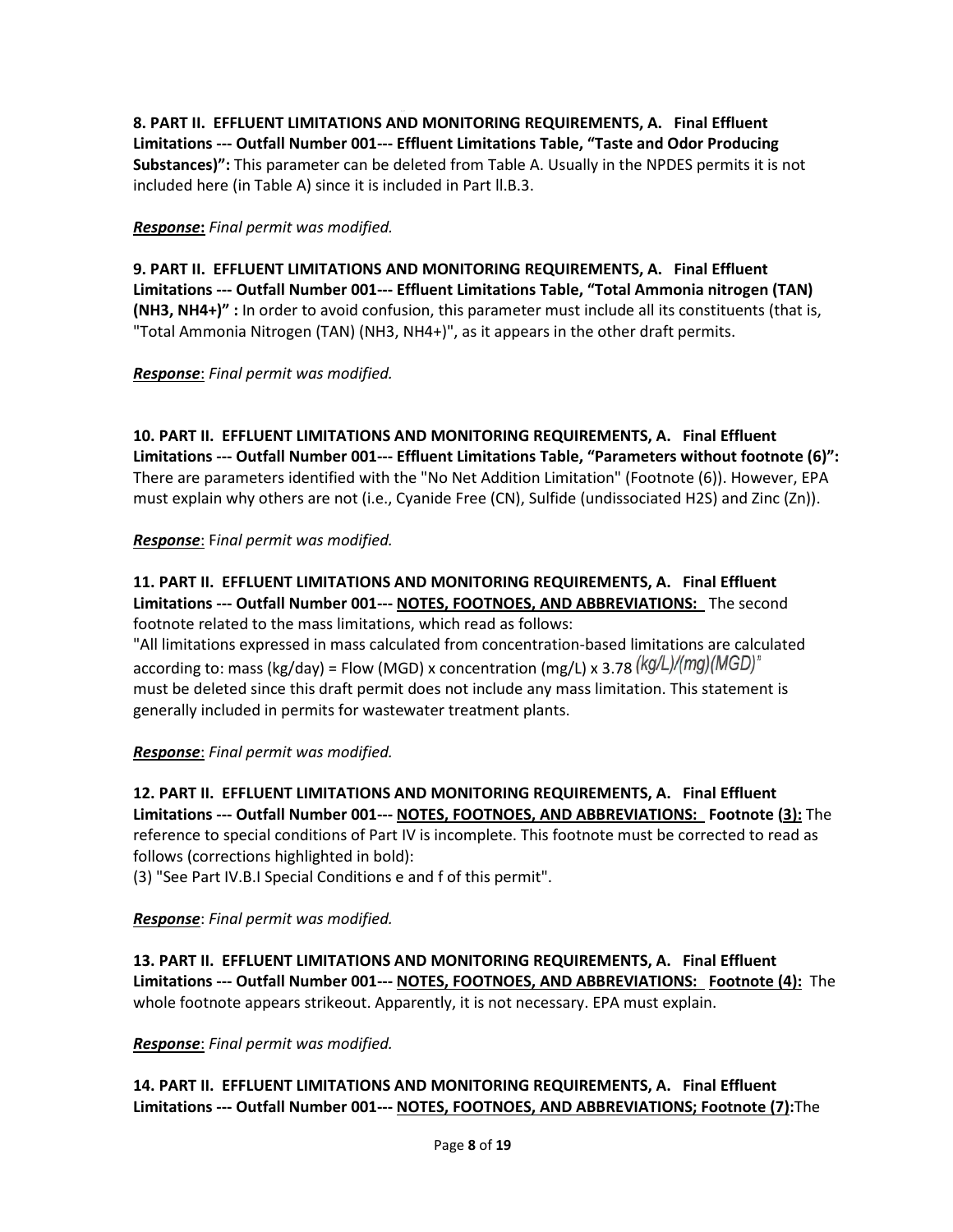**8. PART II. EFFLUENT LIMITATIONS AND MONITORING REQUIREMENTS, A. Final Effluent Limitations --- Outfall Number 001--- Effluent Limitations Table, "Taste and Odor Producing Substances)":** This parameter can be deleted from Table A. Usually in the NPDES permits it is not included here (in Table A) since it is included in Part ll.B.3.

***Response*:** *Final permit was modified.*

**9. PART II. EFFLUENT LIMITATIONS AND MONITORING REQUIREMENTS, A. Final Effluent Limitations --- Outfall Number 001--- Effluent Limitations Table, "Total Ammonia nitrogen (TAN) (NH3, NH4+)" :** In order to avoid confusion, this parameter must include all its constituents (that is, "Total Ammonia Nitrogen (TAN) (NH3, NH4+)", as it appears in the other draft permits.

***Response***: *Final permit was modified.*

**10. PART II. EFFLUENT LIMITATIONS AND MONITORING REQUIREMENTS, A. Final Effluent Limitations --- Outfall Number 001--- Effluent Limitations Table, "Parameters without footnote (6)":** There are parameters identified with the "No Net Addition Limitation" (Footnote (6)). However, EPA must explain why others are not (i.e., Cyanide Free (CN), Sulfide (undissociated H2S) and Zinc (Zn)).

***Response***: *Final permit was modified.*

**11. PART II. EFFLUENT LIMITATIONS AND MONITORING REQUIREMENTS, A. Final Effluent Limitations --- Outfall Number 001--- <u>NOTES, FOOTNOES, AND ABBREVIATIONS:</u>** The second footnote related to the mass limitations, which read as follows:
"All limitations expressed in mass calculated from concentration-based limitations are calculated according to: mass (kg/day) = Flow (MGD) x concentration (mg/L) x 3.78 *(kg/L)/(mg)(MGD)*" must be deleted since this draft permit does not include any mass limitation. This statement is generally included in permits for wastewater treatment plants.

***Response***: *Final permit was modified.*

**12. PART II. EFFLUENT LIMITATIONS AND MONITORING REQUIREMENTS, A. Final Effluent Limitations --- Outfall Number 001--- <u>NOTES, FOOTNOES, AND ABBREVIATIONS:</u> Footnote <u>(3):</u>** The reference to special conditions of Part IV is incomplete. This footnote must be corrected to read as follows (corrections highlighted in bold):
(3) "See Part IV.B.I Special Conditions e and f of this permit".

***Response***: *Final permit was modified.*

**13. PART II. EFFLUENT LIMITATIONS AND MONITORING REQUIREMENTS, A. Final Effluent Limitations --- Outfall Number 001--- <u>NOTES, FOOTNOES, AND ABBREVIATIONS:</u> <u>Footnote (4):</u>** The whole footnote appears strikeout. Apparently, it is not necessary. EPA must explain.

***Response***: *Final permit was modified.*

**14. PART II. EFFLUENT LIMITATIONS AND MONITORING REQUIREMENTS, A. Final Effluent Limitations --- Outfall Number 001--- <u>NOTES, FOOTNOES, AND ABBREVIATIONS; Footnote (7):</u>**The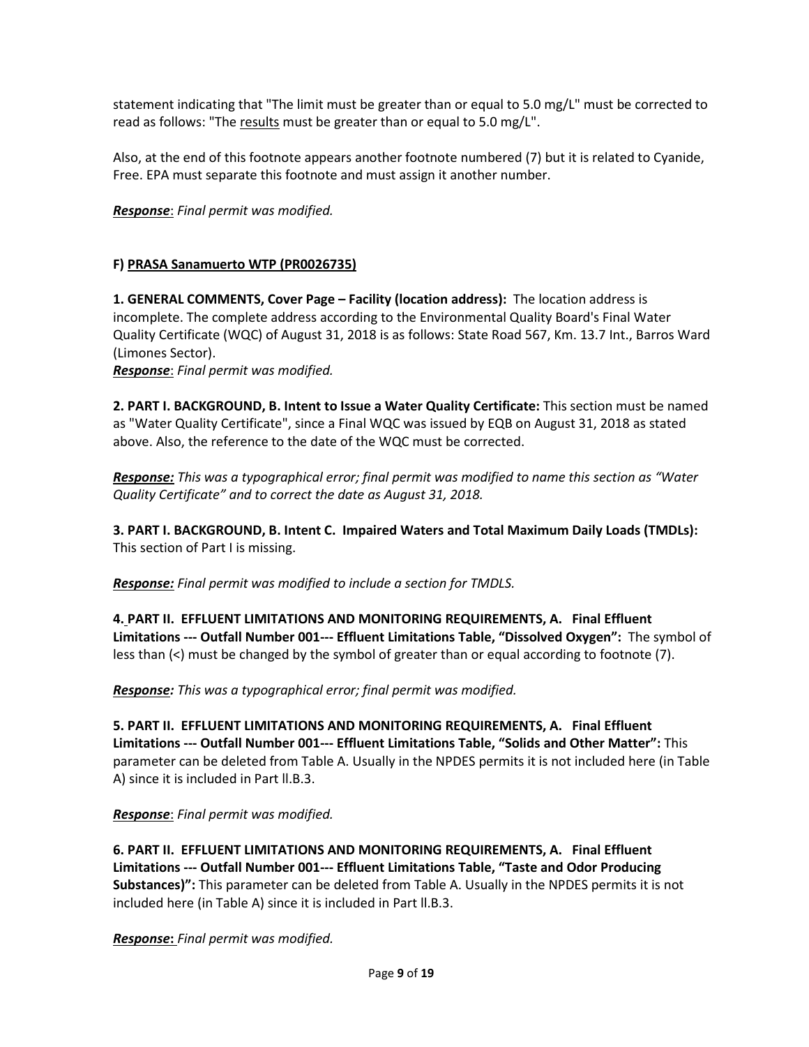statement indicating that "The limit must be greater than or equal to 5.0 mg/L" must be corrected to read as follows: "The results must be greater than or equal to 5.0 mg/L".

Also, at the end of this footnote appears another footnote numbered (7) but it is related to Cyanide, Free. EPA must separate this footnote and must assign it another number.

***Response***: *Final permit was modified.*

**F) PRASA Sanamuerto WTP (PR0026735)**

**1. GENERAL COMMENTS, Cover Page – Facility (location address):** The location address is incomplete. The complete address according to the Environmental Quality Board's Final Water Quality Certificate (WQC) of August 31, 2018 is as follows: State Road 567, Km. 13.7 Int., Barros Ward (Limones Sector).

***Response***: *Final permit was modified.*

**2. PART I. BACKGROUND, B. Intent to Issue a Water Quality Certificate:** This section must be named as "Water Quality Certificate", since a Final WQC was issued by EQB on August 31, 2018 as stated above. Also, the reference to the date of the WQC must be corrected.

***Response:*** *This was a typographical error; final permit was modified to name this section as "Water Quality Certificate" and to correct the date as August 31, 2018.*

**3. PART I. BACKGROUND, B. Intent C. Impaired Waters and Total Maximum Daily Loads (TMDLs):** This section of Part I is missing.

***Response:*** *Final permit was modified to include a section for TMDLS.*

**4. PART II. EFFLUENT LIMITATIONS AND MONITORING REQUIREMENTS, A. Final Effluent Limitations --- Outfall Number 001--- Effluent Limitations Table, "Dissolved Oxygen":** The symbol of less than (<) must be changed by the symbol of greater than or equal according to footnote (7).

***Response:*** *This was a typographical error; final permit was modified.*

**5. PART II. EFFLUENT LIMITATIONS AND MONITORING REQUIREMENTS, A. Final Effluent Limitations --- Outfall Number 001--- Effluent Limitations Table, "Solids and Other Matter":** This parameter can be deleted from Table A. Usually in the NPDES permits it is not included here (in Table A) since it is included in Part ll.B.3.

***Response***: *Final permit was modified.*

**6. PART II. EFFLUENT LIMITATIONS AND MONITORING REQUIREMENTS, A. Final Effluent Limitations --- Outfall Number 001--- Effluent Limitations Table, "Taste and Odor Producing Substances)":** This parameter can be deleted from Table A. Usually in the NPDES permits it is not included here (in Table A) since it is included in Part ll.B.3.

***Response***: *Final permit was modified.*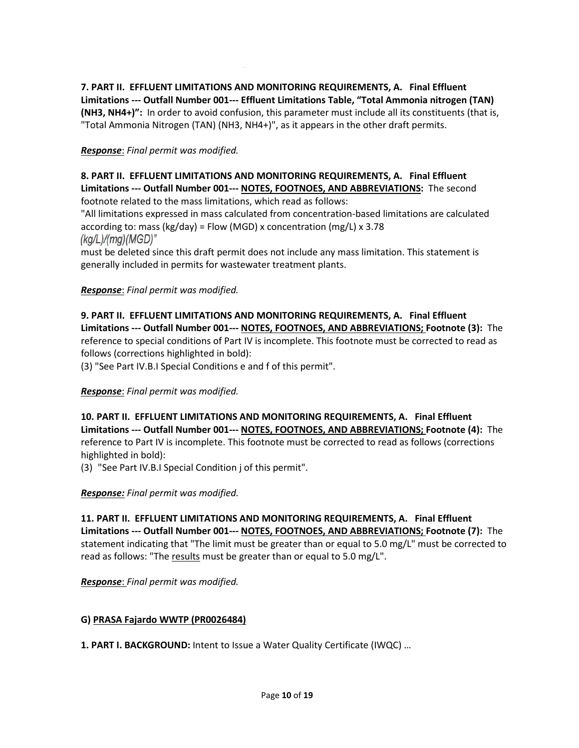**7. PART II. EFFLUENT LIMITATIONS AND MONITORING REQUIREMENTS, A. Final Effluent Limitations --- Outfall Number 001--- Effluent Limitations Table, "Total Ammonia nitrogen (TAN) ($NH_3$, $NH_4^+$)":** In order to avoid confusion, this parameter must include all its constituents (that is, "Total Ammonia Nitrogen (TAN) ($NH_3$, $NH_4^+$)", as it appears in the other draft permits.

***Response***: *Final permit was modified.*

**8. PART II. EFFLUENT LIMITATIONS AND MONITORING REQUIREMENTS, A. Final Effluent Limitations --- Outfall Number 001--- <u>NOTES, FOOTNOES, AND ABBREVIATIONS</u>:** The second footnote related to the mass limitations, which read as follows:

"All limitations expressed in mass calculated from concentration-based limitations are calculated according to: mass (kg/day) = Flow (MGD) x concentration (mg/L) x 3.78 *(kg/L)/(mg)(MGD)"*

must be deleted since this draft permit does not include any mass limitation. This statement is generally included in permits for wastewater treatment plants.

***Response***: *Final permit was modified.*

**9. PART II. EFFLUENT LIMITATIONS AND MONITORING REQUIREMENTS, A. Final Effluent Limitations --- Outfall Number 001--- <u>NOTES, FOOTNOES, AND ABBREVIATIONS;</u> Footnote (3):** The reference to special conditions of Part IV is incomplete. This footnote must be corrected to read as follows (corrections highlighted in bold):

(3) "See Part IV.B.I Special Conditions e and f of this permit".

***Response***: *Final permit was modified.*

**10. PART II. EFFLUENT LIMITATIONS AND MONITORING REQUIREMENTS, A. Final Effluent Limitations --- Outfall Number 001--- <u>NOTES, FOOTNOES, AND ABBREVIATIONS;</u> Footnote (4):** The reference to Part IV is incomplete. This footnote must be corrected to read as follows (corrections highlighted in bold):

(3) "See Part IV.B.I Special Condition j of this permit".

***Response:*** *Final permit was modified.*

**11. PART II. EFFLUENT LIMITATIONS AND MONITORING REQUIREMENTS, A. Final Effluent Limitations --- Outfall Number 001--- <u>NOTES, FOOTNOES, AND ABBREVIATIONS;</u> Footnote (7):** The statement indicating that "The limit must be greater than or equal to 5.0 mg/L" must be corrected to read as follows: "The <u>results</u> must be greater than or equal to 5.0 mg/L".

***Response***: *Final permit was modified.*

## G) <u>PRASA Fajardo WWTP (PR0026484)</u>

**1. PART I. BACKGROUND:** Intent to Issue a Water Quality Certificate (IWQC) …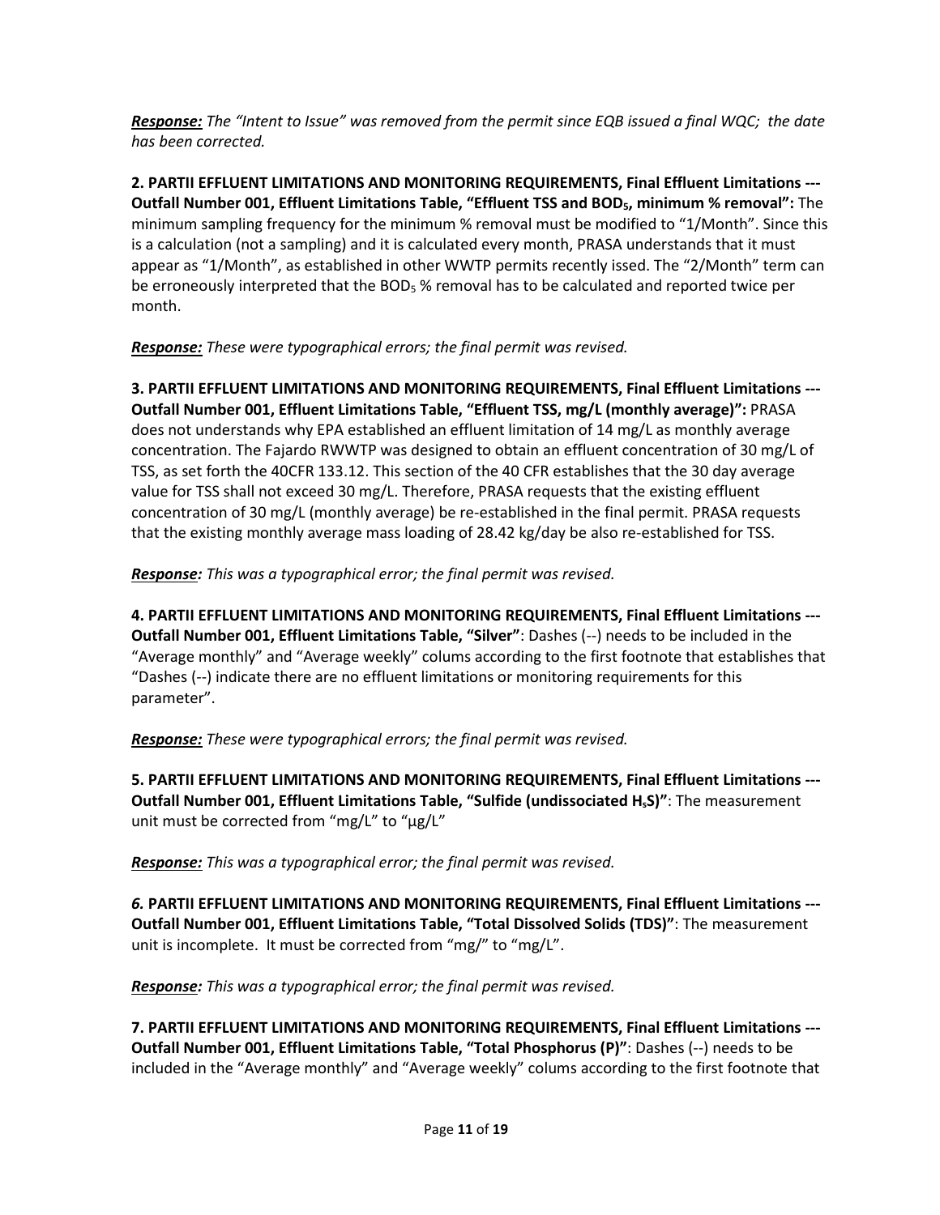***Response:*** *The "Intent to Issue" was removed from the permit since EQB issued a final WQC; the date has been corrected.*

**2. PARTII EFFLUENT LIMITATIONS AND MONITORING REQUIREMENTS, Final Effluent Limitations --- Outfall Number 001, Effluent Limitations Table, "Effluent TSS and $BOD_5$, minimum % removal":** The minimum sampling frequency for the minimum % removal must be modified to "1/Month". Since this is a calculation (not a sampling) and it is calculated every month, PRASA understands that it must appear as "1/Month", as established in other WWTP permits recently issed. The "2/Month" term can be erroneously interpreted that the $BOD_5$ % removal has to be calculated and reported twice per month.

***Response:*** *These were typographical errors; the final permit was revised.*

**3. PARTII EFFLUENT LIMITATIONS AND MONITORING REQUIREMENTS, Final Effluent Limitations --- Outfall Number 001, Effluent Limitations Table, "Effluent TSS, mg/L (monthly average)":** PRASA does not understands why EPA established an effluent limitation of 14 mg/L as monthly average concentration. The Fajardo RWWTP was designed to obtain an effluent concentration of 30 mg/L of TSS, as set forth the 40CFR 133.12. This section of the 40 CFR establishes that the 30 day average value for TSS shall not exceed 30 mg/L. Therefore, PRASA requests that the existing effluent concentration of 30 mg/L (monthly average) be re-established in the final permit. PRASA requests that the existing monthly average mass loading of 28.42 kg/day be also re-established for TSS.

***Response:*** *This was a typographical error; the final permit was revised.*

**4. PARTII EFFLUENT LIMITATIONS AND MONITORING REQUIREMENTS, Final Effluent Limitations --- Outfall Number 001, Effluent Limitations Table, "Silver"**: Dashes (--) needs to be included in the "Average monthly" and "Average weekly" colums according to the first footnote that establishes that "Dashes (--) indicate there are no effluent limitations or monitoring requirements for this parameter".

***Response:*** *These were typographical errors; the final permit was revised.*

**5. PARTII EFFLUENT LIMITATIONS AND MONITORING REQUIREMENTS, Final Effluent Limitations --- Outfall Number 001, Effluent Limitations Table, "Sulfide (undissociated $H_sS$)"**: The measurement unit must be corrected from "mg/L" to "µg/L"

***Response:*** *This was a typographical error; the final permit was revised.*

***6.*** **PARTII EFFLUENT LIMITATIONS AND MONITORING REQUIREMENTS, Final Effluent Limitations --- Outfall Number 001, Effluent Limitations Table, "Total Dissolved Solids (TDS)"**: The measurement unit is incomplete. It must be corrected from "mg/" to "mg/L".

***Response:*** *This was a typographical error; the final permit was revised.*

**7. PARTII EFFLUENT LIMITATIONS AND MONITORING REQUIREMENTS, Final Effluent Limitations --- Outfall Number 001, Effluent Limitations Table, "Total Phosphorus (P)"**: Dashes (--) needs to be included in the "Average monthly" and "Average weekly" colums according to the first footnote that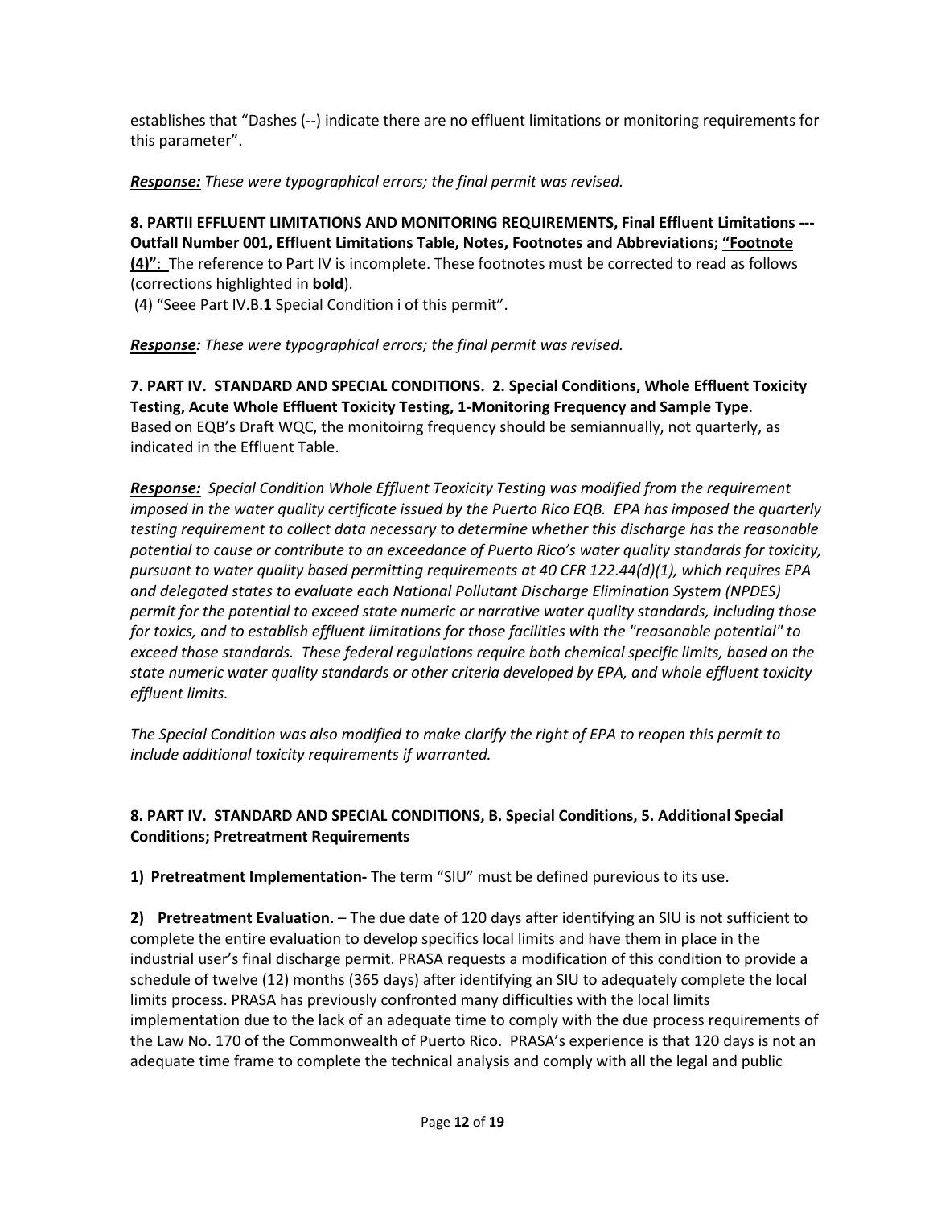establishes that “Dashes (--) indicate there are no effluent limitations or monitoring requirements for this parameter”.

***Response:*** *These were typographical errors; the final permit was revised.*

**8. PARTII EFFLUENT LIMITATIONS AND MONITORING REQUIREMENTS, Final Effluent Limitations --- Outfall Number 001, Effluent Limitations Table, Notes, Footnotes and Abbreviations; “Footnote (4)”**: The reference to Part IV is incomplete. These footnotes must be corrected to read as follows (corrections highlighted in **bold**).

(4) “Seee Part IV.B.**1** Special Condition i of this permit”.

***Response:*** *These were typographical errors; the final permit was revised.*

**7. PART IV. STANDARD AND SPECIAL CONDITIONS. 2. Special Conditions, Whole Effluent Toxicity Testing, Acute Whole Effluent Toxicity Testing, 1-Monitoring Frequency and Sample Type**. Based on EQB’s Draft WQC, the monitoirng frequency should be semiannually, not quarterly, as indicated in the Effluent Table.

***Response:*** *Special Condition Whole Effluent Teoxicity Testing was modified from the requirement imposed in the water quality certificate issued by the Puerto Rico EQB. EPA has imposed the quarterly testing requirement to collect data necessary to determine whether this discharge has the reasonable potential to cause or contribute to an exceedance of Puerto Rico’s water quality standards for toxicity, pursuant to water quality based permitting requirements at 40 CFR 122.44(d)(1), which requires EPA and delegated states to evaluate each National Pollutant Discharge Elimination System (NPDES) permit for the potential to exceed state numeric or narrative water quality standards, including those for toxics, and to establish effluent limitations for those facilities with the "reasonable potential" to exceed those standards. These federal regulations require both chemical specific limits, based on the state numeric water quality standards or other criteria developed by EPA, and whole effluent toxicity effluent limits.*

*The Special Condition was also modified to make clarify the right of EPA to reopen this permit to include additional toxicity requirements if warranted.*

**8. PART IV. STANDARD AND SPECIAL CONDITIONS, B. Special Conditions, 5. Additional Special Conditions; Pretreatment Requirements**

**1) Pretreatment Implementation-** The term “SIU” must be defined purevious to its use.

**2) Pretreatment Evaluation.** – The due date of 120 days after identifying an SIU is not sufficient to complete the entire evaluation to develop specifics local limits and have them in place in the industrial user’s final discharge permit. PRASA requests a modification of this condition to provide a schedule of twelve (12) months (365 days) after identifying an SIU to adequately complete the local limits process. PRASA has previously confronted many difficulties with the local limits implementation due to the lack of an adequate time to comply with the due process requirements of the Law No. 170 of the Commonwealth of Puerto Rico. PRASA’s experience is that 120 days is not an adequate time frame to complete the technical analysis and comply with all the legal and public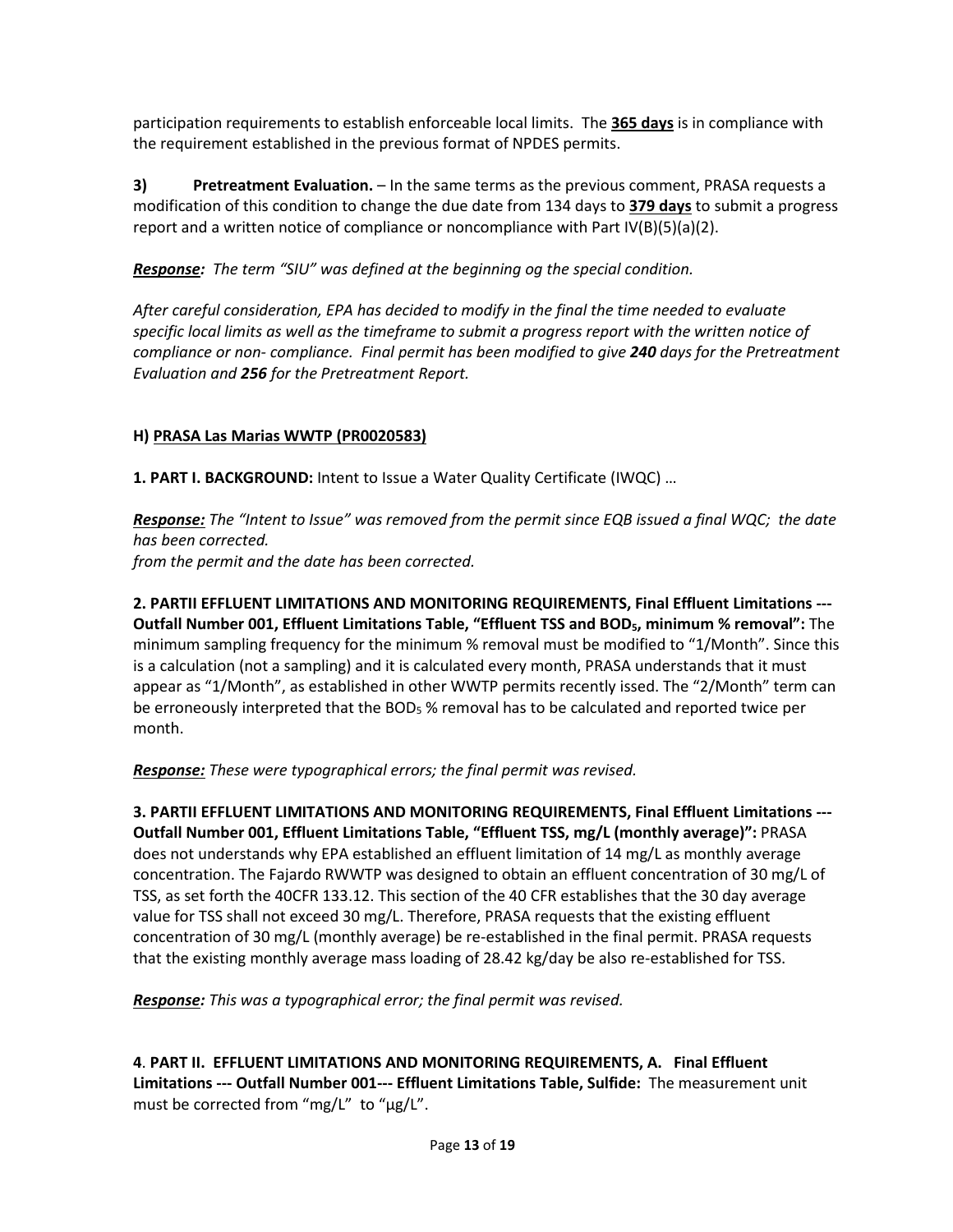participation requirements to establish enforceable local limits. The **365 days** is in compliance with the requirement established in the previous format of NPDES permits.

**3) Pretreatment Evaluation.** – In the same terms as the previous comment, PRASA requests a modification of this condition to change the due date from 134 days to **379 days** to submit a progress report and a written notice of compliance or noncompliance with Part IV(B)(5)(a)(2).

***Response:*** *The term "SIU" was defined at the beginning og the special condition.*

*After careful consideration, EPA has decided to modify in the final the time needed to evaluate specific local limits as well as the timeframe to submit a progress report with the written notice of compliance or non- compliance. Final permit has been modified to give **240** days for the Pretreatment Evaluation and **256** for the Pretreatment Report.*

**H) PRASA Las Marias WWTP (PR0020583)**

**1. PART I. BACKGROUND:** Intent to Issue a Water Quality Certificate (IWQC) …

***Response:*** *The "Intent to Issue" was removed from the permit since EQB issued a final WQC; the date has been corrected.*
*from the permit and the date has been corrected.*

**2. PARTII EFFLUENT LIMITATIONS AND MONITORING REQUIREMENTS, Final Effluent Limitations --- Outfall Number 001, Effluent Limitations Table, "Effluent TSS and $BOD_5$, minimum % removal":** The minimum sampling frequency for the minimum % removal must be modified to "1/Month". Since this is a calculation (not a sampling) and it is calculated every month, PRASA understands that it must appear as "1/Month", as established in other WWTP permits recently issed. The "2/Month" term can be erroneously interpreted that the $BOD_5$ % removal has to be calculated and reported twice per month.

***Response:*** *These were typographical errors; the final permit was revised.*

**3. PARTII EFFLUENT LIMITATIONS AND MONITORING REQUIREMENTS, Final Effluent Limitations --- Outfall Number 001, Effluent Limitations Table, "Effluent TSS, mg/L (monthly average)":** PRASA does not understands why EPA established an effluent limitation of 14 mg/L as monthly average concentration. The Fajardo RWWTP was designed to obtain an effluent concentration of 30 mg/L of TSS, as set forth the 40CFR 133.12. This section of the 40 CFR establishes that the 30 day average value for TSS shall not exceed 30 mg/L. Therefore, PRASA requests that the existing effluent concentration of 30 mg/L (monthly average) be re-established in the final permit. PRASA requests that the existing monthly average mass loading of 28.42 kg/day be also re-established for TSS.

***Response:*** *This was a typographical error; the final permit was revised.*

**4. PART II. EFFLUENT LIMITATIONS AND MONITORING REQUIREMENTS, A. Final Effluent Limitations --- Outfall Number 001--- Effluent Limitations Table, Sulfide:** The measurement unit must be corrected from "mg/L" to "µg/L".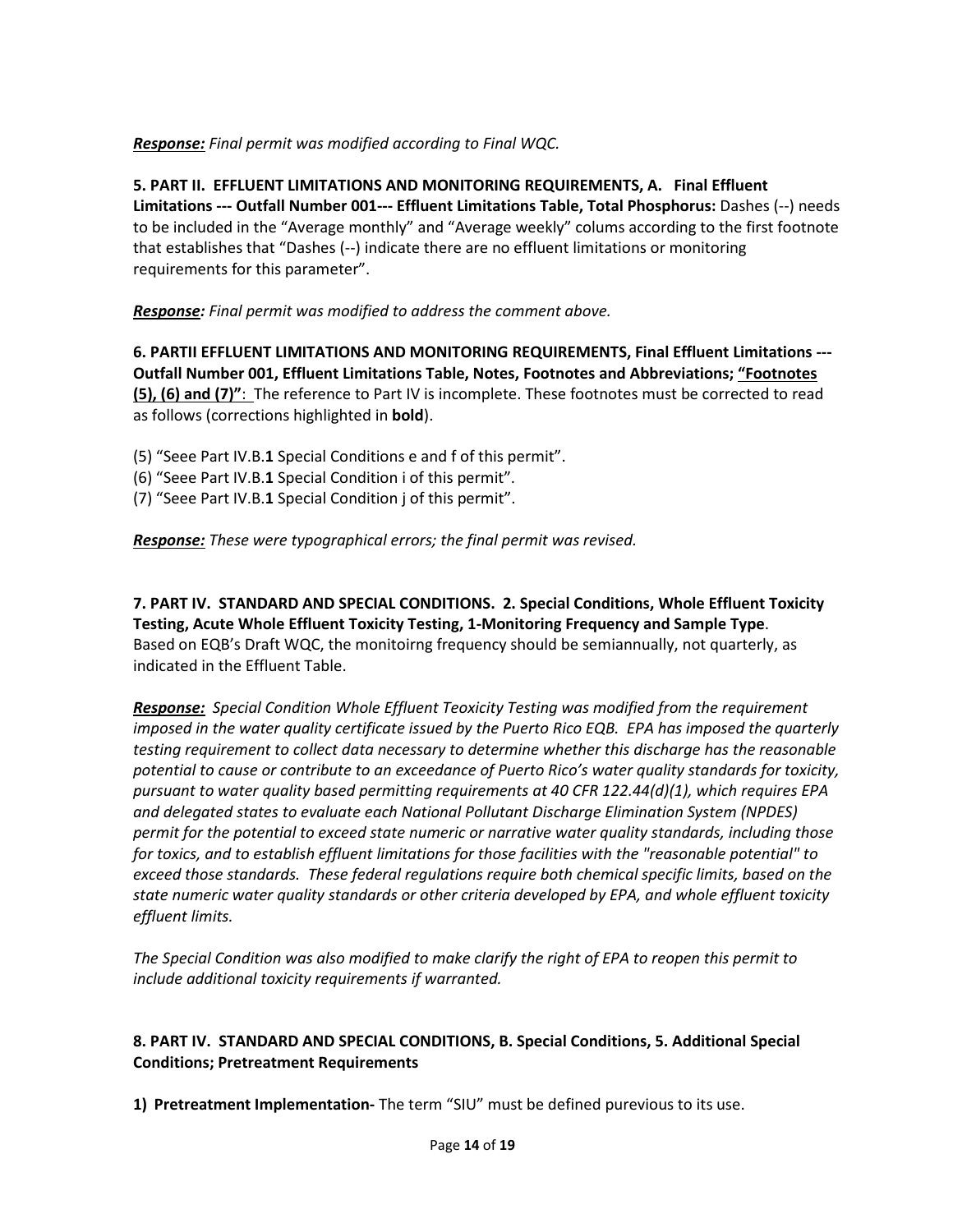***Response:*** *Final permit was modified according to Final WQC.*

**5. PART II. EFFLUENT LIMITATIONS AND MONITORING REQUIREMENTS, A. Final Effluent Limitations --- Outfall Number 001--- Effluent Limitations Table, Total Phosphorus:** Dashes (--) needs to be included in the "Average monthly" and "Average weekly" colums according to the first footnote that establishes that "Dashes (--) indicate there are no effluent limitations or monitoring requirements for this parameter".

***Response:*** *Final permit was modified to address the comment above.*

**6. PARTII EFFLUENT LIMITATIONS AND MONITORING REQUIREMENTS, Final Effluent Limitations --- Outfall Number 001, Effluent Limitations Table, Notes, Footnotes and Abbreviations; "Footnotes (5), (6) and (7)":** The reference to Part IV is incomplete. These footnotes must be corrected to read as follows (corrections highlighted in **bold**).

(5) "Seee Part IV.B.**1** Special Conditions e and f of this permit".
(6) "Seee Part IV.B.**1** Special Condition i of this permit".
(7) "Seee Part IV.B.**1** Special Condition j of this permit".

***Response:*** *These were typographical errors; the final permit was revised.*

**7. PART IV. STANDARD AND SPECIAL CONDITIONS. 2. Special Conditions, Whole Effluent Toxicity Testing, Acute Whole Effluent Toxicity Testing, 1-Monitoring Frequency and Sample Type**. Based on EQB's Draft WQC, the monitoirng frequency should be semiannually, not quarterly, as indicated in the Effluent Table.

***Response:*** *Special Condition Whole Effluent Teoxicity Testing was modified from the requirement imposed in the water quality certificate issued by the Puerto Rico EQB. EPA has imposed the quarterly testing requirement to collect data necessary to determine whether this discharge has the reasonable potential to cause or contribute to an exceedance of Puerto Rico's water quality standards for toxicity, pursuant to water quality based permitting requirements at 40 CFR 122.44(d)(1), which requires EPA and delegated states to evaluate each National Pollutant Discharge Elimination System (NPDES) permit for the potential to exceed state numeric or narrative water quality standards, including those for toxics, and to establish effluent limitations for those facilities with the "reasonable potential" to exceed those standards. These federal regulations require both chemical specific limits, based on the state numeric water quality standards or other criteria developed by EPA, and whole effluent toxicity effluent limits.*

*The Special Condition was also modified to make clarify the right of EPA to reopen this permit to include additional toxicity requirements if warranted.*

**8. PART IV. STANDARD AND SPECIAL CONDITIONS, B. Special Conditions, 5. Additional Special Conditions; Pretreatment Requirements**

**1) Pretreatment Implementation-** The term "SIU" must be defined purevious to its use.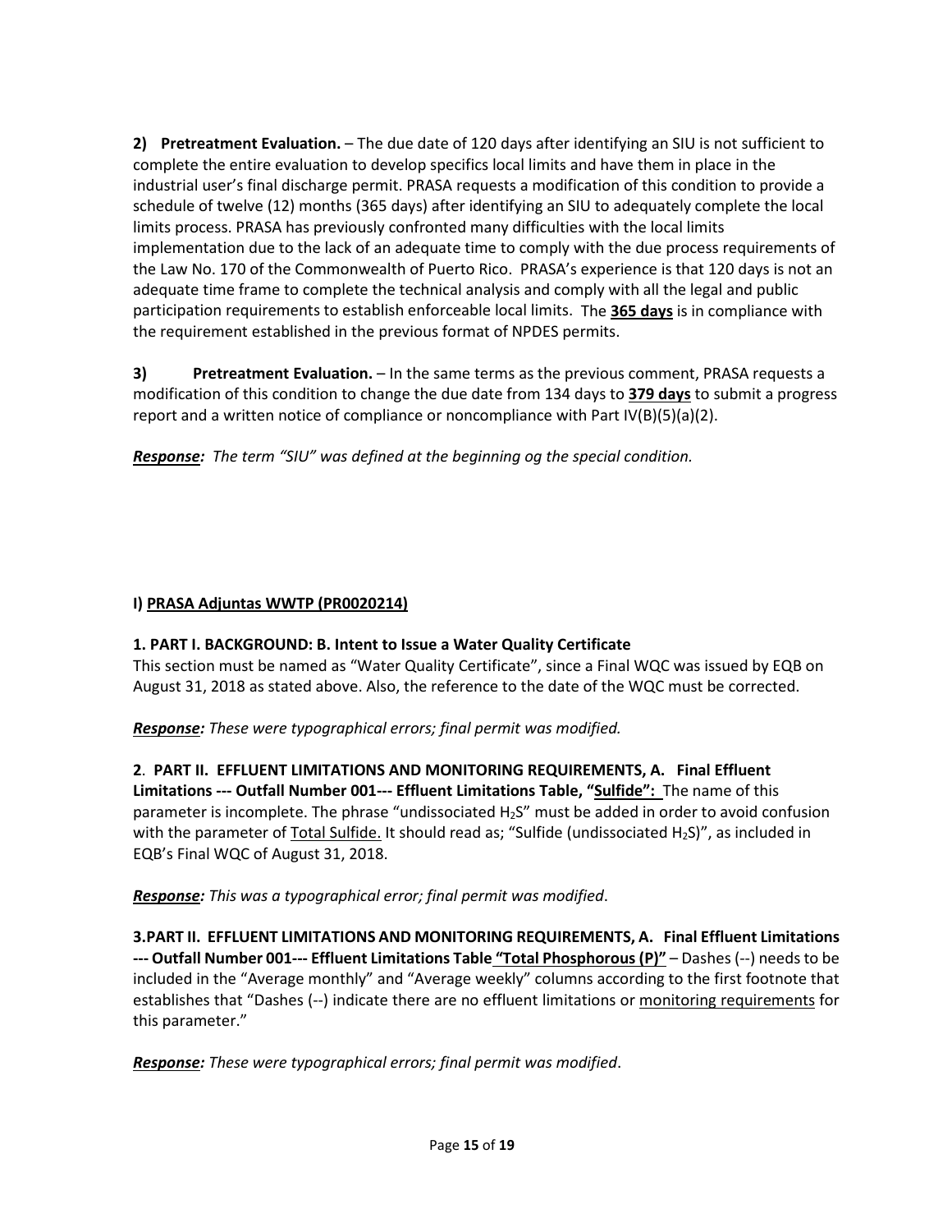**2) Pretreatment Evaluation.** – The due date of 120 days after identifying an SIU is not sufficient to complete the entire evaluation to develop specifics local limits and have them in place in the industrial user's final discharge permit. PRASA requests a modification of this condition to provide a schedule of twelve (12) months (365 days) after identifying an SIU to adequately complete the local limits process. PRASA has previously confronted many difficulties with the local limits implementation due to the lack of an adequate time to comply with the due process requirements of the Law No. 170 of the Commonwealth of Puerto Rico. PRASA's experience is that 120 days is not an adequate time frame to complete the technical analysis and comply with all the legal and public participation requirements to establish enforceable local limits. The **365 days** is in compliance with the requirement established in the previous format of NPDES permits.

**3) Pretreatment Evaluation.** – In the same terms as the previous comment, PRASA requests a modification of this condition to change the due date from 134 days to **379 days** to submit a progress report and a written notice of compliance or noncompliance with Part IV(B)(5)(a)(2).

***Response:*** *The term "SIU" was defined at the beginning og the special condition.*

**I) PRASA Adjuntas WWTP (PR0020214)**

**1. PART I. BACKGROUND: B. Intent to Issue a Water Quality Certificate**
This section must be named as "Water Quality Certificate", since a Final WQC was issued by EQB on August 31, 2018 as stated above. Also, the reference to the date of the WQC must be corrected.

***Response:*** *These were typographical errors; final permit was modified.*

**2. PART II. EFFLUENT LIMITATIONS AND MONITORING REQUIREMENTS, A. Final Effluent Limitations --- Outfall Number 001--- Effluent Limitations Table, "Sulfide":** The name of this parameter is incomplete. The phrase "undissociated $H_2S$" must be added in order to avoid confusion with the parameter of Total Sulfide. It should read as; "Sulfide (undissociated $H_2S$)", as included in EQB's Final WQC of August 31, 2018.

***Response:*** *This was a typographical error; final permit was modified.*

**3. PART II. EFFLUENT LIMITATIONS AND MONITORING REQUIREMENTS, A. Final Effluent Limitations --- Outfall Number 001--- Effluent Limitations Table "Total Phosphorous (P)"** – Dashes (--) needs to be included in the "Average monthly" and "Average weekly" columns according to the first footnote that establishes that "Dashes (--) indicate there are no effluent limitations or monitoring requirements for this parameter."

***Response:*** *These were typographical errors; final permit was modified.*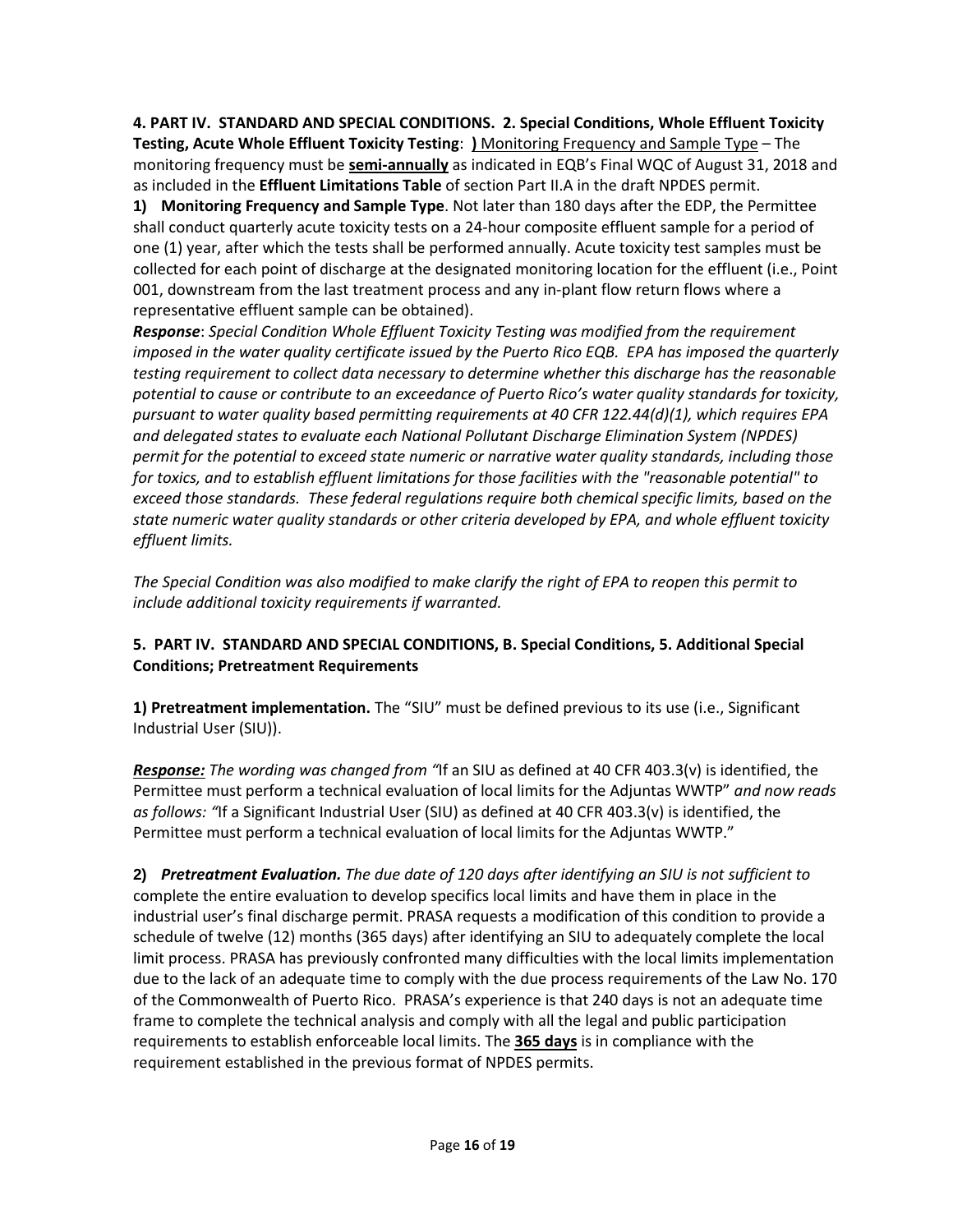**4. PART IV. STANDARD AND SPECIAL CONDITIONS. 2. Special Conditions, Whole Effluent Toxicity Testing, Acute Whole Effluent Toxicity Testing**: **)** Monitoring Frequency and Sample Type – The monitoring frequency must be **semi-annually** as indicated in EQB's Final WQC of August 31, 2018 and as included in the **Effluent Limitations Table** of section Part II.A in the draft NPDES permit.

**1) Monitoring Frequency and Sample Type**. Not later than 180 days after the EDP, the Permittee shall conduct quarterly acute toxicity tests on a 24-hour composite effluent sample for a period of one (1) year, after which the tests shall be performed annually. Acute toxicity test samples must be collected for each point of discharge at the designated monitoring location for the effluent (i.e., Point 001, downstream from the last treatment process and any in-plant flow return flows where a representative effluent sample can be obtained).

***Response***: *Special Condition Whole Effluent Toxicity Testing was modified from the requirement imposed in the water quality certificate issued by the Puerto Rico EQB. EPA has imposed the quarterly testing requirement to collect data necessary to determine whether this discharge has the reasonable potential to cause or contribute to an exceedance of Puerto Rico's water quality standards for toxicity, pursuant to water quality based permitting requirements at 40 CFR 122.44(d)(1), which requires EPA and delegated states to evaluate each National Pollutant Discharge Elimination System (NPDES) permit for the potential to exceed state numeric or narrative water quality standards, including those for toxics, and to establish effluent limitations for those facilities with the "reasonable potential" to exceed those standards. These federal regulations require both chemical specific limits, based on the state numeric water quality standards or other criteria developed by EPA, and whole effluent toxicity effluent limits.*

*The Special Condition was also modified to make clarify the right of EPA to reopen this permit to include additional toxicity requirements if warranted.*

**5. PART IV. STANDARD AND SPECIAL CONDITIONS, B. Special Conditions, 5. Additional Special Conditions; Pretreatment Requirements**

**1) Pretreatment implementation.** The "SIU" must be defined previous to its use (i.e., Significant Industrial User (SIU)).

***Response:*** *The wording was changed from "*If an SIU as defined at 40 CFR 403.3(v) is identified, the Permittee must perform a technical evaluation of local limits for the Adjuntas WWTP" *and now reads as follows: "*If a Significant Industrial User (SIU) as defined at 40 CFR 403.3(v) is identified, the Permittee must perform a technical evaluation of local limits for the Adjuntas WWTP."

**2)** ***Pretreatment Evaluation.*** *The due date of 120 days after identifying an SIU is not sufficient to* complete the entire evaluation to develop specifics local limits and have them in place in the industrial user's final discharge permit. PRASA requests a modification of this condition to provide a schedule of twelve (12) months (365 days) after identifying an SIU to adequately complete the local limit process. PRASA has previously confronted many difficulties with the local limits implementation due to the lack of an adequate time to comply with the due process requirements of the Law No. 170 of the Commonwealth of Puerto Rico. PRASA's experience is that 240 days is not an adequate time frame to complete the technical analysis and comply with all the legal and public participation requirements to establish enforceable local limits. The **365 days** is in compliance with the requirement established in the previous format of NPDES permits.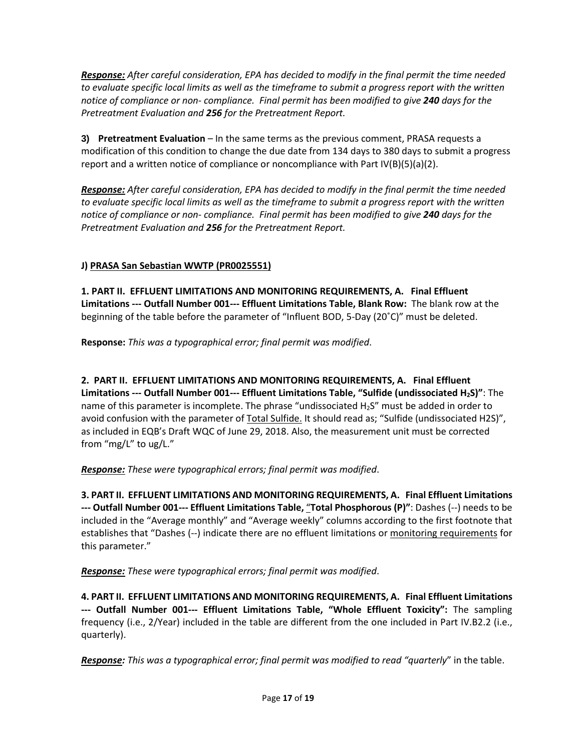***Response:*** *After careful consideration, EPA has decided to modify in the final permit the time needed to evaluate specific local limits as well as the timeframe to submit a progress report with the written notice of compliance or non- compliance. Final permit has been modified to give* ***240*** *days for the Pretreatment Evaluation and* ***256*** *for the Pretreatment Report.*

**3) Pretreatment Evaluation** – In the same terms as the previous comment, PRASA requests a modification of this condition to change the due date from 134 days to 380 days to submit a progress report and a written notice of compliance or noncompliance with Part IV(B)(5)(a)(2).

***Response:*** *After careful consideration, EPA has decided to modify in the final permit the time needed to evaluate specific local limits as well as the timeframe to submit a progress report with the written notice of compliance or non- compliance. Final permit has been modified to give* ***240*** *days for the Pretreatment Evaluation and* ***256*** *for the Pretreatment Report.*

**J) PRASA San Sebastian WWTP (PR0025551)**

**1. PART II. EFFLUENT LIMITATIONS AND MONITORING REQUIREMENTS, A. Final Effluent Limitations --- Outfall Number 001--- Effluent Limitations Table, Blank Row:** The blank row at the beginning of the table before the parameter of "Influent BOD, 5-Day (20˚C)" must be deleted.

**Response:** *This was a typographical error; final permit was modified*.

**2. PART II. EFFLUENT LIMITATIONS AND MONITORING REQUIREMENTS, A. Final Effluent Limitations --- Outfall Number 001--- Effluent Limitations Table, "Sulfide (undissociated $H_2S$)"**: The name of this parameter is incomplete. The phrase "undissociated $H_2S$" must be added in order to avoid confusion with the parameter of Total Sulfide. It should read as; "Sulfide (undissociated H2S)", as included in EQB's Draft WQC of June 29, 2018. Also, the measurement unit must be corrected from "mg/L" to ug/L."

***Response:*** *These were typographical errors; final permit was modified*.

**3. PART II. EFFLUENT LIMITATIONS AND MONITORING REQUIREMENTS, A. Final Effluent Limitations --- Outfall Number 001--- Effluent Limitations Table, "Total Phosphorous (P)"**: Dashes (--) needs to be included in the "Average monthly" and "Average weekly" columns according to the first footnote that establishes that "Dashes (--) indicate there are no effluent limitations or monitoring requirements for this parameter."

***Response:*** *These were typographical errors; final permit was modified*.

**4. PART II. EFFLUENT LIMITATIONS AND MONITORING REQUIREMENTS, A. Final Effluent Limitations --- Outfall Number 001--- Effluent Limitations Table, "Whole Effluent Toxicity":** The sampling frequency (i.e., 2/Year) included in the table are different from the one included in Part IV.B2.2 (i.e., quarterly).

***Response:*** *This was a typographical error; final permit was modified to read "quarterly*" in the table.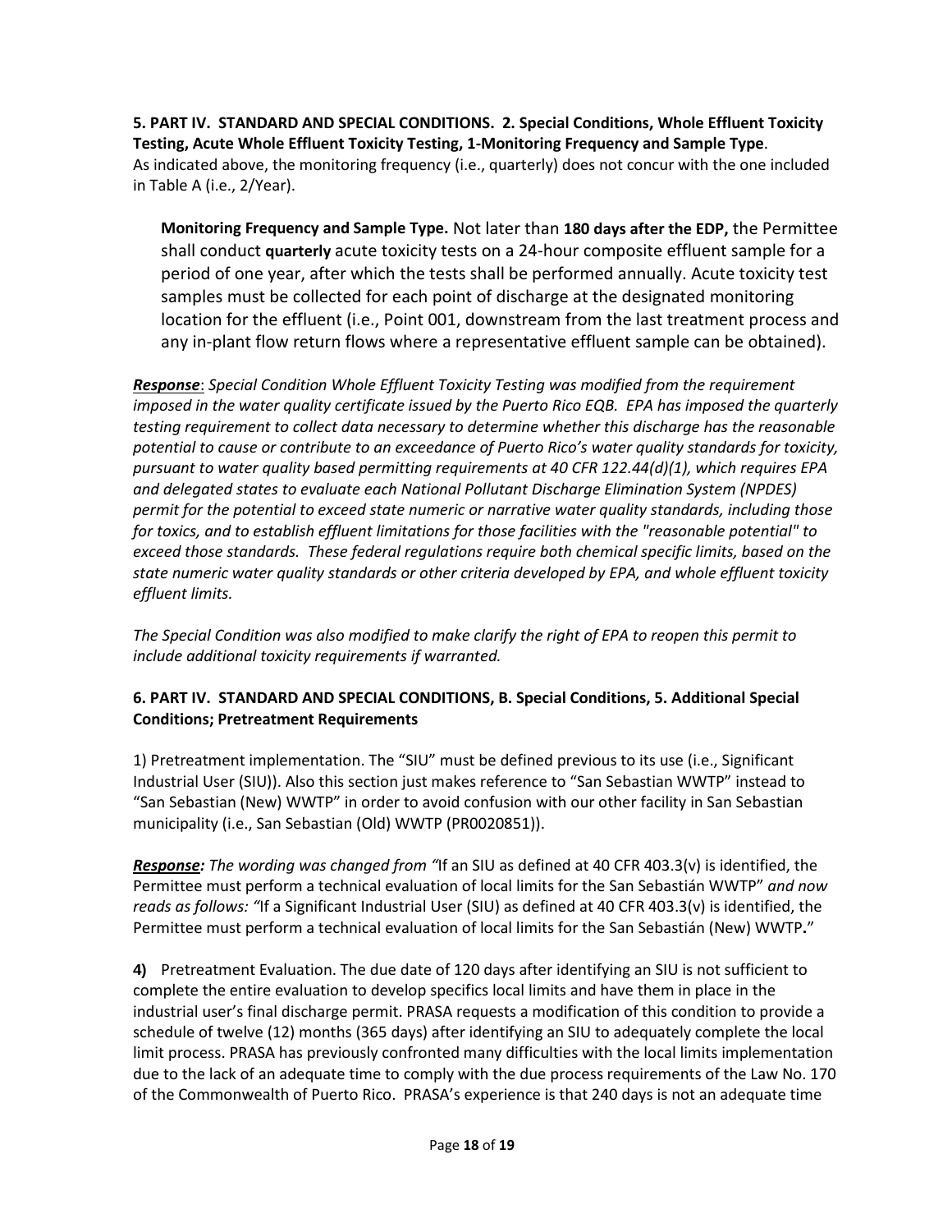**5. PART IV. STANDARD AND SPECIAL CONDITIONS. 2. Special Conditions, Whole Effluent Toxicity Testing, Acute Whole Effluent Toxicity Testing, 1-Monitoring Frequency and Sample Type**.
As indicated above, the monitoring frequency (i.e., quarterly) does not concur with the one included in Table A (i.e., 2/Year).

> **Monitoring Frequency and Sample Type.** Not later than **180 days after the EDP,** the Permittee shall conduct **quarterly** acute toxicity tests on a 24-hour composite effluent sample for a period of one year, after which the tests shall be performed annually. Acute toxicity test samples must be collected for each point of discharge at the designated monitoring location for the effluent (i.e., Point 001, downstream from the last treatment process and any in-plant flow return flows where a representative effluent sample can be obtained).

***Response***: *Special Condition Whole Effluent Toxicity Testing was modified from the requirement imposed in the water quality certificate issued by the Puerto Rico EQB. EPA has imposed the quarterly testing requirement to collect data necessary to determine whether this discharge has the reasonable potential to cause or contribute to an exceedance of Puerto Rico's water quality standards for toxicity, pursuant to water quality based permitting requirements at 40 CFR 122.44(d)(1), which requires EPA and delegated states to evaluate each National Pollutant Discharge Elimination System (NPDES) permit for the potential to exceed state numeric or narrative water quality standards, including those for toxics, and to establish effluent limitations for those facilities with the "reasonable potential" to exceed those standards. These federal regulations require both chemical specific limits, based on the state numeric water quality standards or other criteria developed by EPA, and whole effluent toxicity effluent limits.*

*The Special Condition was also modified to make clarify the right of EPA to reopen this permit to include additional toxicity requirements if warranted.*

**6. PART IV. STANDARD AND SPECIAL CONDITIONS, B. Special Conditions, 5. Additional Special Conditions; Pretreatment Requirements**

1) Pretreatment implementation. The "SIU" must be defined previous to its use (i.e., Significant Industrial User (SIU)). Also this section just makes reference to "San Sebastian WWTP" instead to "San Sebastian (New) WWTP" in order to avoid confusion with our other facility in San Sebastian municipality (i.e., San Sebastian (Old) WWTP (PR0020851)).

***Response:*** *The wording was changed from "*If an SIU as defined at 40 CFR 403.3(v) is identified, the Permittee must perform a technical evaluation of local limits for the San Sebastián WWTP" *and now reads as follows: "*If a Significant Industrial User (SIU) as defined at 40 CFR 403.3(v) is identified, the Permittee must perform a technical evaluation of local limits for the San Sebastián (New) WWTP**.**"

**4)** Pretreatment Evaluation. The due date of 120 days after identifying an SIU is not sufficient to complete the entire evaluation to develop specifics local limits and have them in place in the industrial user's final discharge permit. PRASA requests a modification of this condition to provide a schedule of twelve (12) months (365 days) after identifying an SIU to adequately complete the local limit process. PRASA has previously confronted many difficulties with the local limits implementation due to the lack of an adequate time to comply with the due process requirements of the Law No. 170 of the Commonwealth of Puerto Rico. PRASA's experience is that 240 days is not an adequate time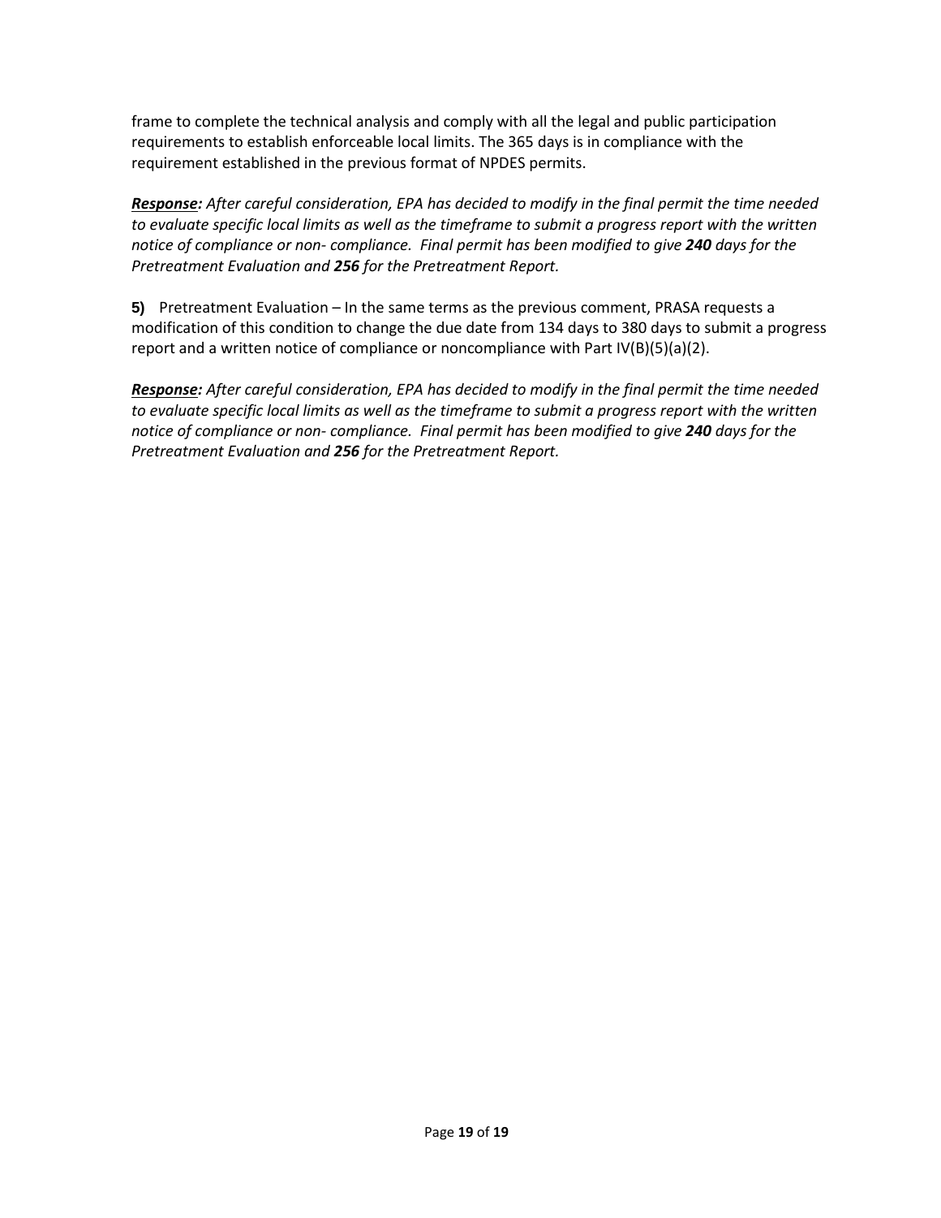frame to complete the technical analysis and comply with all the legal and public participation requirements to establish enforceable local limits. The 365 days is in compliance with the requirement established in the previous format of NPDES permits.

***<u>Response</u>:*** *After careful consideration, EPA has decided to modify in the final permit the time needed to evaluate specific local limits as well as the timeframe to submit a progress report with the written notice of compliance or non- compliance. Final permit has been modified to give **240** days for the Pretreatment Evaluation and **256** for the Pretreatment Report.*

**5)** Pretreatment Evaluation – In the same terms as the previous comment, PRASA requests a modification of this condition to change the due date from 134 days to 380 days to submit a progress report and a written notice of compliance or noncompliance with Part IV(B)(5)(a)(2).

***<u>Response</u>:*** *After careful consideration, EPA has decided to modify in the final permit the time needed to evaluate specific local limits as well as the timeframe to submit a progress report with the written notice of compliance or non- compliance. Final permit has been modified to give **240** days for the Pretreatment Evaluation and **256** for the Pretreatment Report.*